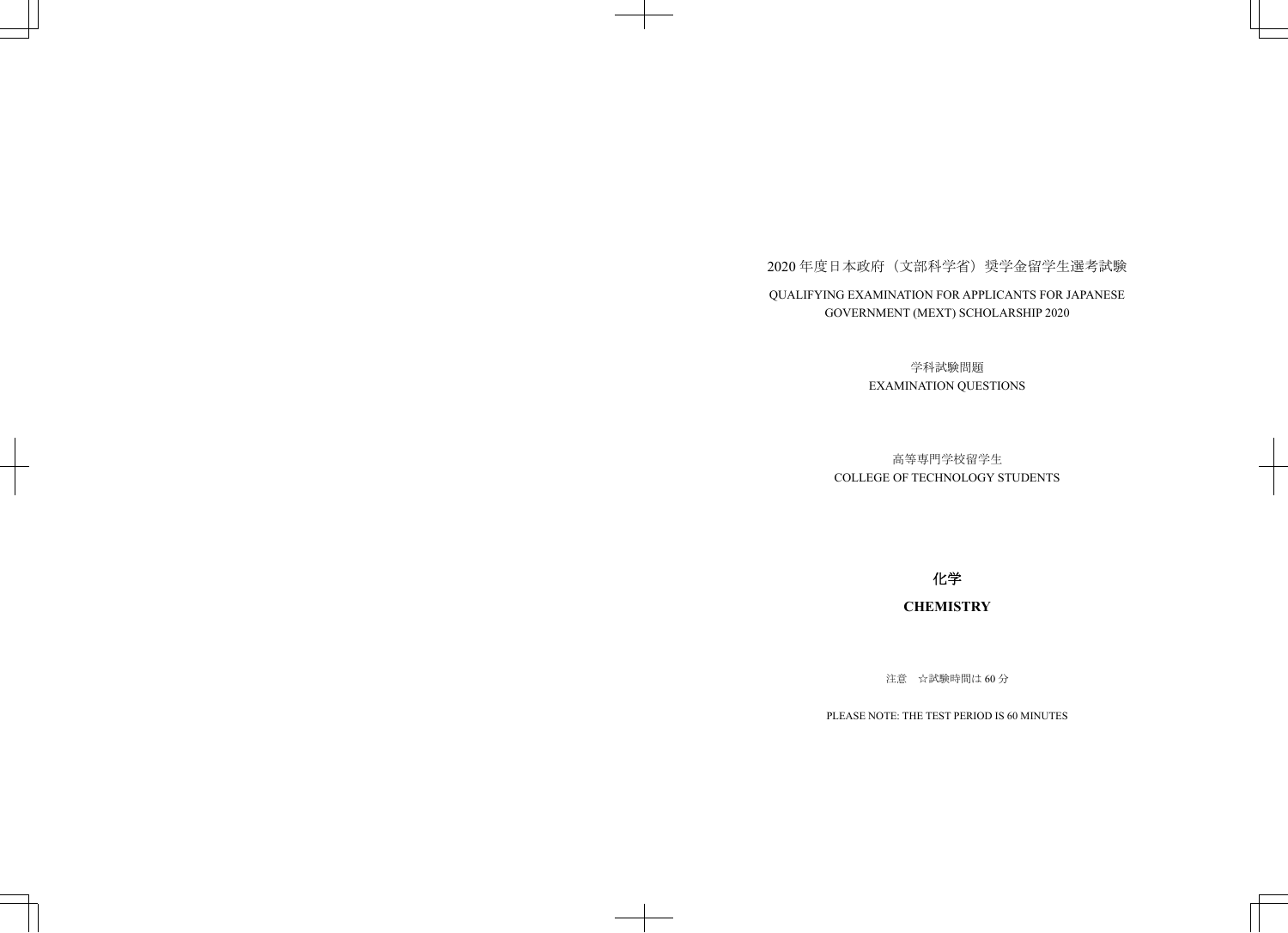2020 年度日本政府（文部科学省）奨学金留学生選考試験

QUALIFYING EXAMINATION FOR APPLICANTS FOR JAPANESE GOVERNMENT (MEXT) SCHOLARSHIP 2020

学科試験問題

EXAMINATION QUESTIONS

高等専門学校留学生

COLLEGE OF TECHNOLOGY STUDENTS

# 化学

# CHEMISTRY

注意　☆試験時間は 60 分

PLEASE NOTE: THE TEST PERIOD IS 60 MINUTES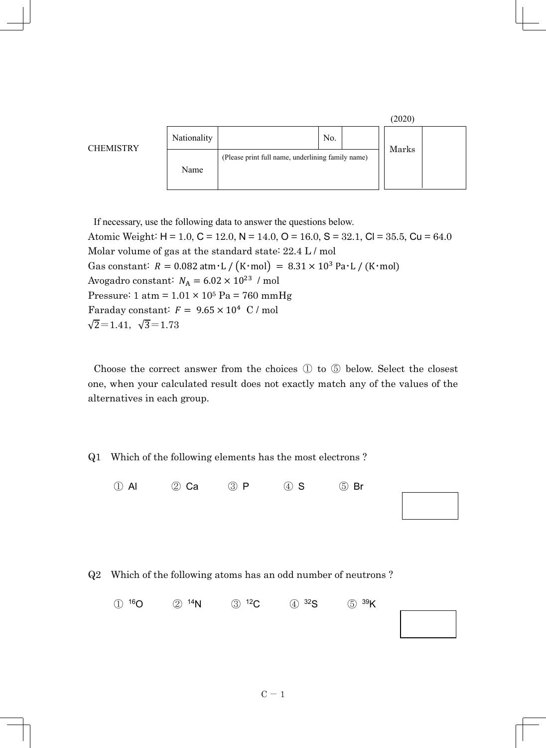(2020)

CHEMISTRY

| Nationality | | No. | | Marks | |
|---|---|---|---|---|---|
| Name | (Please print full name, underlining family name) | | | | |

If necessary, use the following data to answer the questions below.

Atomic Weight: H = 1.0, C = 12.0, N = 14.0, O = 16.0, S = 32.1, Cl = 35.5, Cu = 64.0

Molar volume of gas at the standard state: 22.4 L / mol

Gas constant: $R = 0.082$ atm・L / (K・mol) $= 8.31 \times 10^3$ Pa・L / (K・mol)

Avogadro constant: $N_A = 6.02 \times 10^{23}$ / mol

Pressure: 1 atm = $1.01 \times 10^5$ Pa = 760 mmHg

Faraday constant: $F = 9.65 \times 10^4$ C / mol

$\sqrt{2} = 1.41$, $\sqrt{3} = 1.73$

Choose the correct answer from the choices ① to ⑤ below. Select the closest one, when your calculated result does not exactly match any of the values of the alternatives in each group.

Q1 Which of the following elements has the most electrons ?

① Al ② Ca ③ P ④ S ⑤ Br

Q2 Which of the following atoms has an odd number of neutrons ?

① $^{16}O$ ② $^{14}N$ ③ $^{12}C$ ④ $^{32}S$ ⑤ $^{39}K$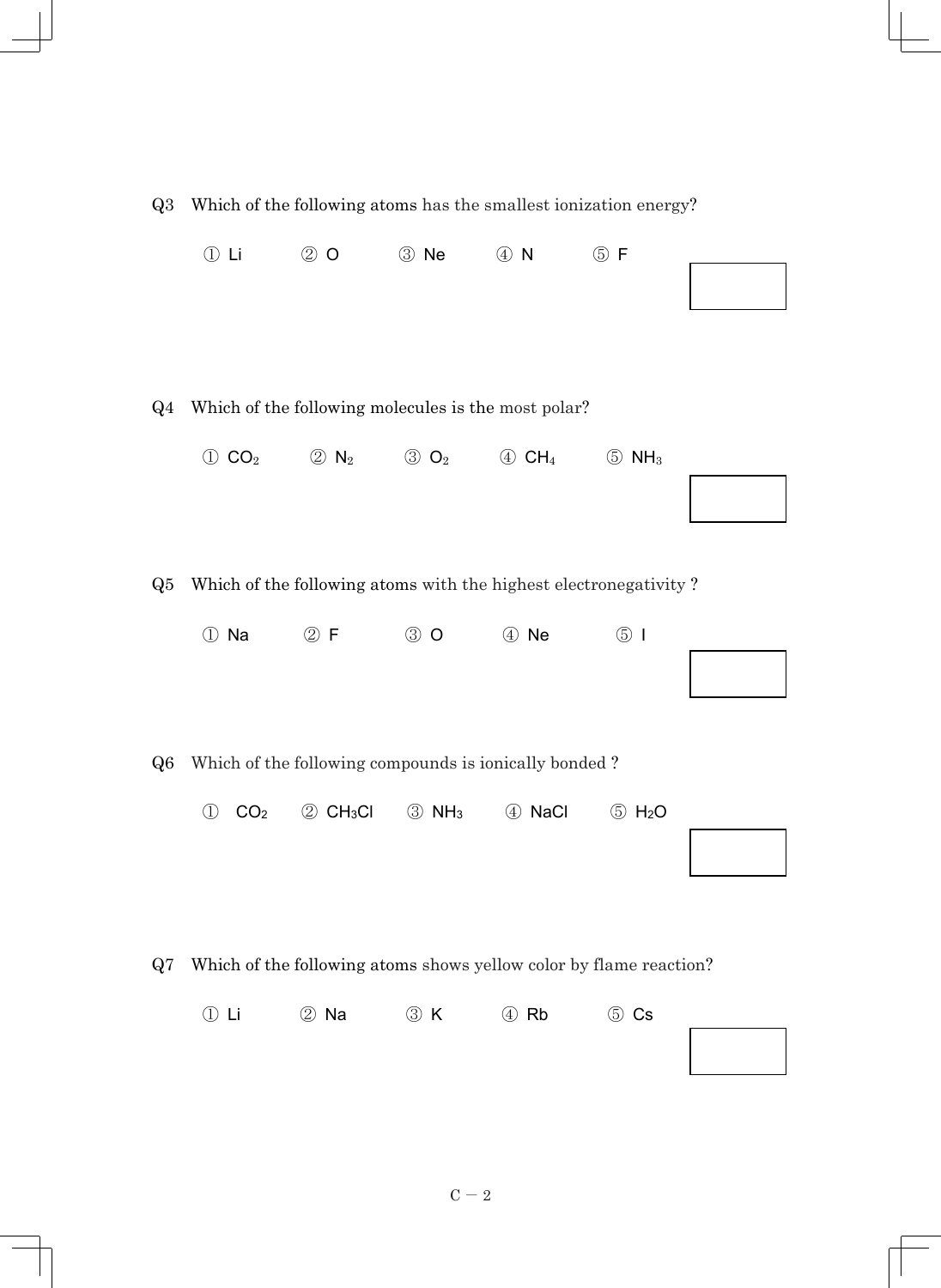Q3 Which of the following atoms has the smallest ionization energy?

① Li ② O ③ Ne ④ N ⑤ F

Q4 Which of the following molecules is the most polar?

① $CO_2$ ② $N_2$ ③ $O_2$ ④ $CH_4$ ⑤ $NH_3$

Q5 Which of the following atoms with the highest electronegativity ?

① Na ② F ③ O ④ Ne ⑤ I

Q6 Which of the following compounds is ionically bonded ?

① $CO_2$ ② $CH_3Cl$ ③ $NH_3$ ④ NaCl ⑤ $H_2O$

Q7 Which of the following atoms shows yellow color by flame reaction?

① Li ② Na ③ K ④ Rb ⑤ Cs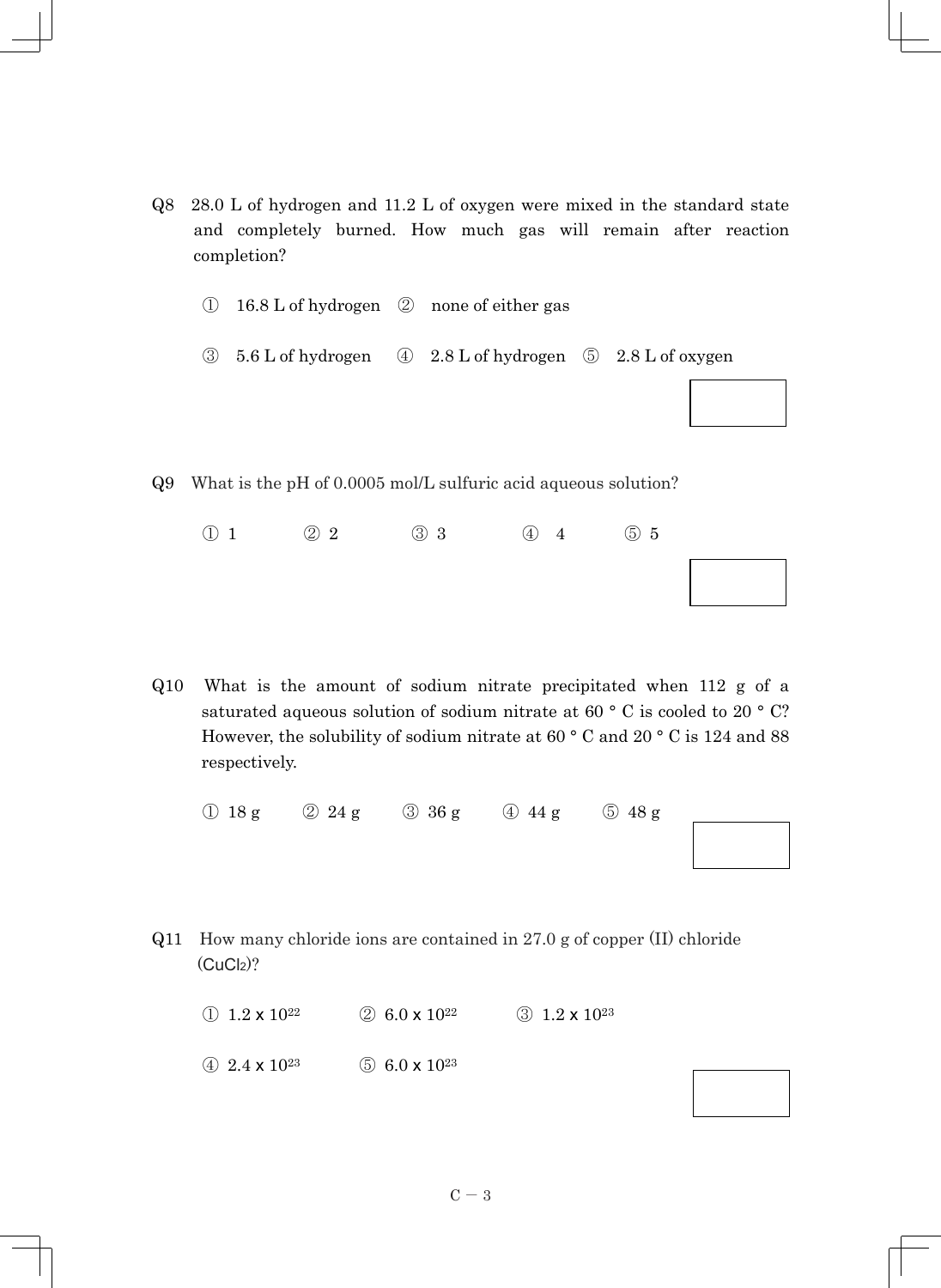Q8 28.0 L of hydrogen and 11.2 L of oxygen were mixed in the standard state and completely burned. How much gas will remain after reaction completion?

① 16.8 L of hydrogen ② none of either gas

③ 5.6 L of hydrogen ④ 2.8 L of hydrogen ⑤ 2.8 L of oxygen

Q9 What is the pH of 0.0005 mol/L sulfuric acid aqueous solution?

① 1 ② 2 ③ 3 ④ 4 ⑤ 5

Q10 What is the amount of sodium nitrate precipitated when 112 g of a saturated aqueous solution of sodium nitrate at 60 ° C is cooled to 20 ° C? However, the solubility of sodium nitrate at 60 ° C and 20 ° C is 124 and 88 respectively.

① 18 g ② 24 g ③ 36 g ④ 44 g ⑤ 48 g

Q11 How many chloride ions are contained in 27.0 g of copper (II) chloride ($CuCl_2$)?

① $1.2 \times 10^{22}$ ② $6.0 \times 10^{22}$ ③ $1.2 \times 10^{23}$

④ $2.4 \times 10^{23}$ ⑤ $6.0 \times 10^{23}$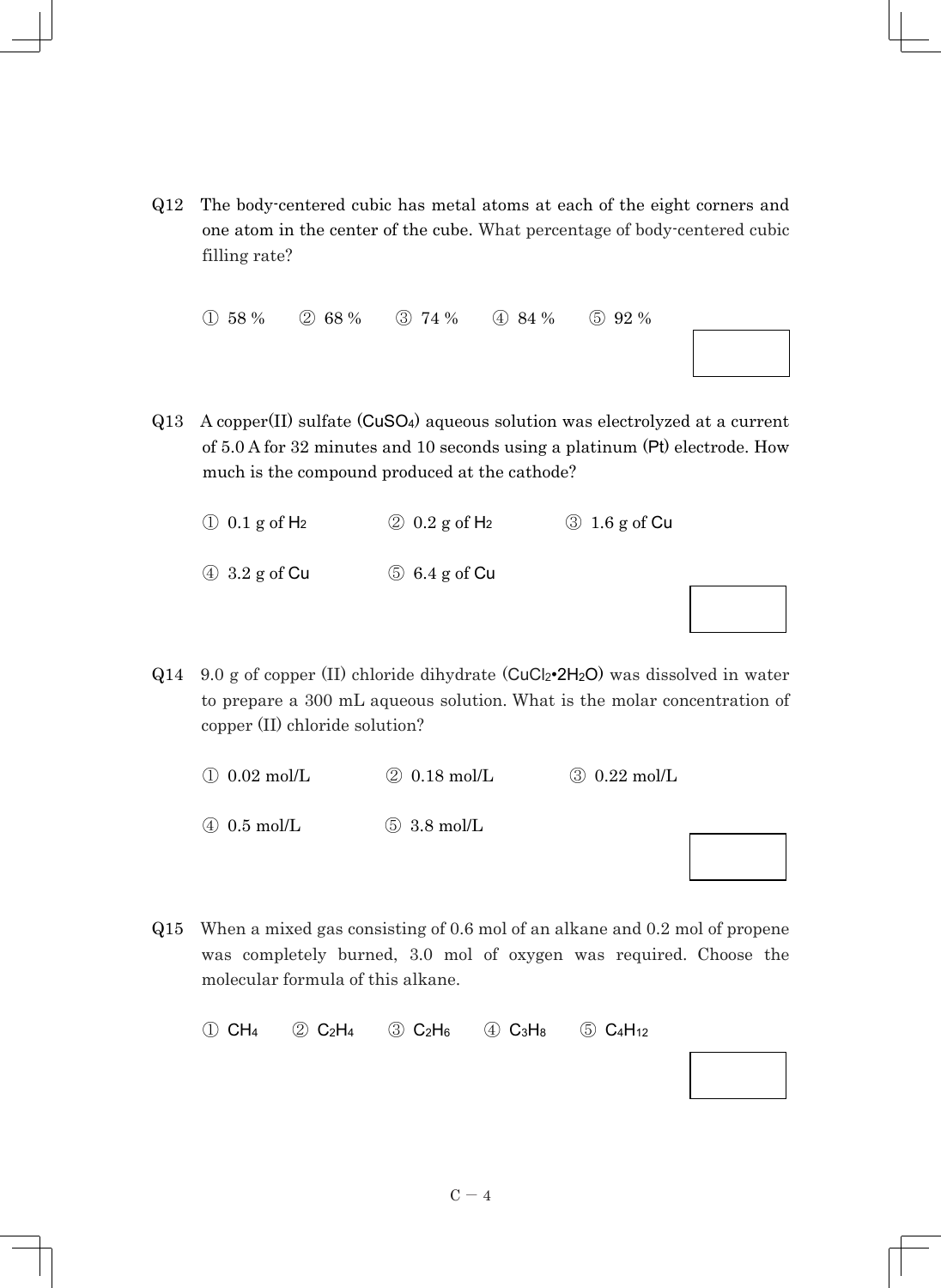Q12 The body-centered cubic has metal atoms at each of the eight corners and one atom in the center of the cube. What percentage of body-centered cubic filling rate?

① 58 % ② 68 % ③ 74 % ④ 84 % ⑤ 92 %

Q13 A copper(II) sulfate ($CuSO_4$) aqueous solution was electrolyzed at a current of 5.0 A for 32 minutes and 10 seconds using a platinum (Pt) electrode. How much is the compound produced at the cathode?

① 0.1 g of $H_2$ ② 0.2 g of $H_2$ ③ 1.6 g of Cu

④ 3.2 g of Cu ⑤ 6.4 g of Cu

Q14 9.0 g of copper (II) chloride dihydrate ($CuCl_2 \cdot 2H_2O$) was dissolved in water to prepare a 300 mL aqueous solution. What is the molar concentration of copper (II) chloride solution?

① 0.02 mol/L ② 0.18 mol/L ③ 0.22 mol/L

④ 0.5 mol/L ⑤ 3.8 mol/L

Q15 When a mixed gas consisting of 0.6 mol of an alkane and 0.2 mol of propene was completely burned, 3.0 mol of oxygen was required. Choose the molecular formula of this alkane.

① $CH_4$ ② $C_2H_4$ ③ $C_2H_6$ ④ $C_3H_8$ ⑤ $C_4H_{12}$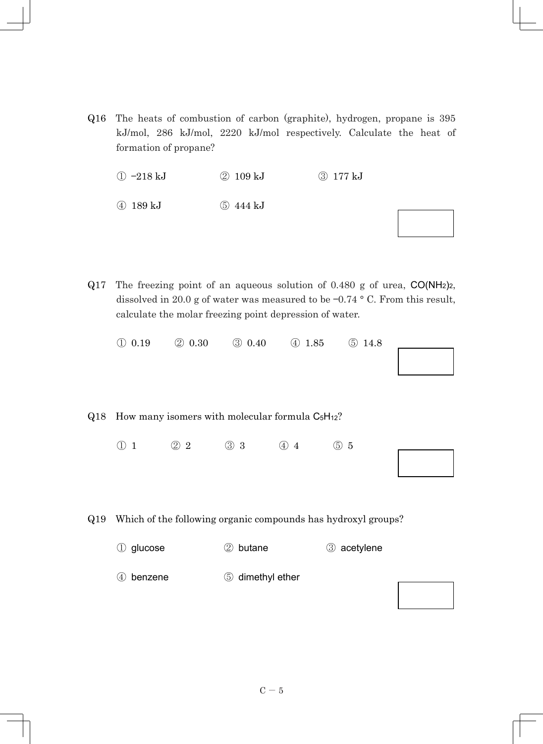Q16 The heats of combustion of carbon (graphite), hydrogen, propane is 395 kJ/mol, 286 kJ/mol, 2220 kJ/mol respectively. Calculate the heat of formation of propane?

① −218 kJ ② 109 kJ ③ 177 kJ

④ 189 kJ ⑤ 444 kJ

Q17 The freezing point of an aqueous solution of 0.480 g of urea, $CO(NH_2)_2$, dissolved in 20.0 g of water was measured to be −0.74 ° C. From this result, calculate the molar freezing point depression of water.

① 0.19 ② 0.30 ③ 0.40 ④ 1.85 ⑤ 14.8

Q18 How many isomers with molecular formula $C_5H_{12}$?

① 1 ② 2 ③ 3 ④ 4 ⑤ 5

Q19 Which of the following organic compounds has hydroxyl groups?

① glucose ② butane ③ acetylene

④ benzene ⑤ dimethyl ether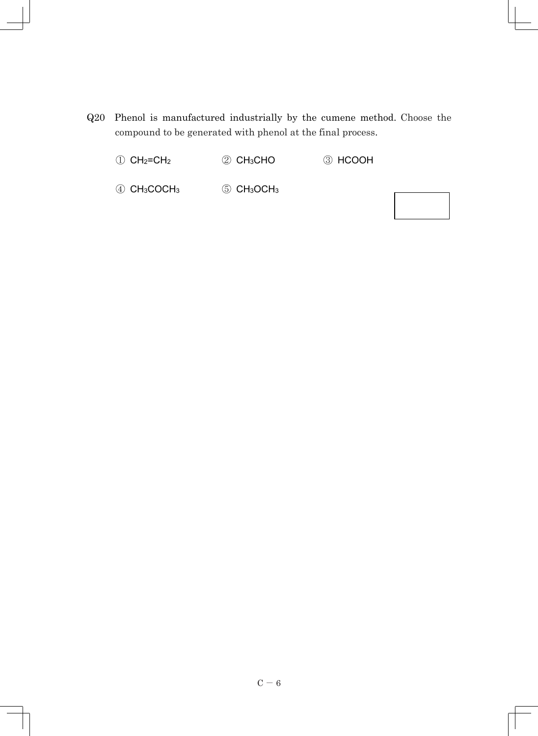Q20 Phenol is manufactured industrially by the cumene method. Choose the compound to be generated with phenol at the final process.

① $CH_2=CH_2$　　② $CH_3CHO$　　③ $HCOOH$

④ $CH_3COCH_3$　　⑤ $CH_3OCH_3$